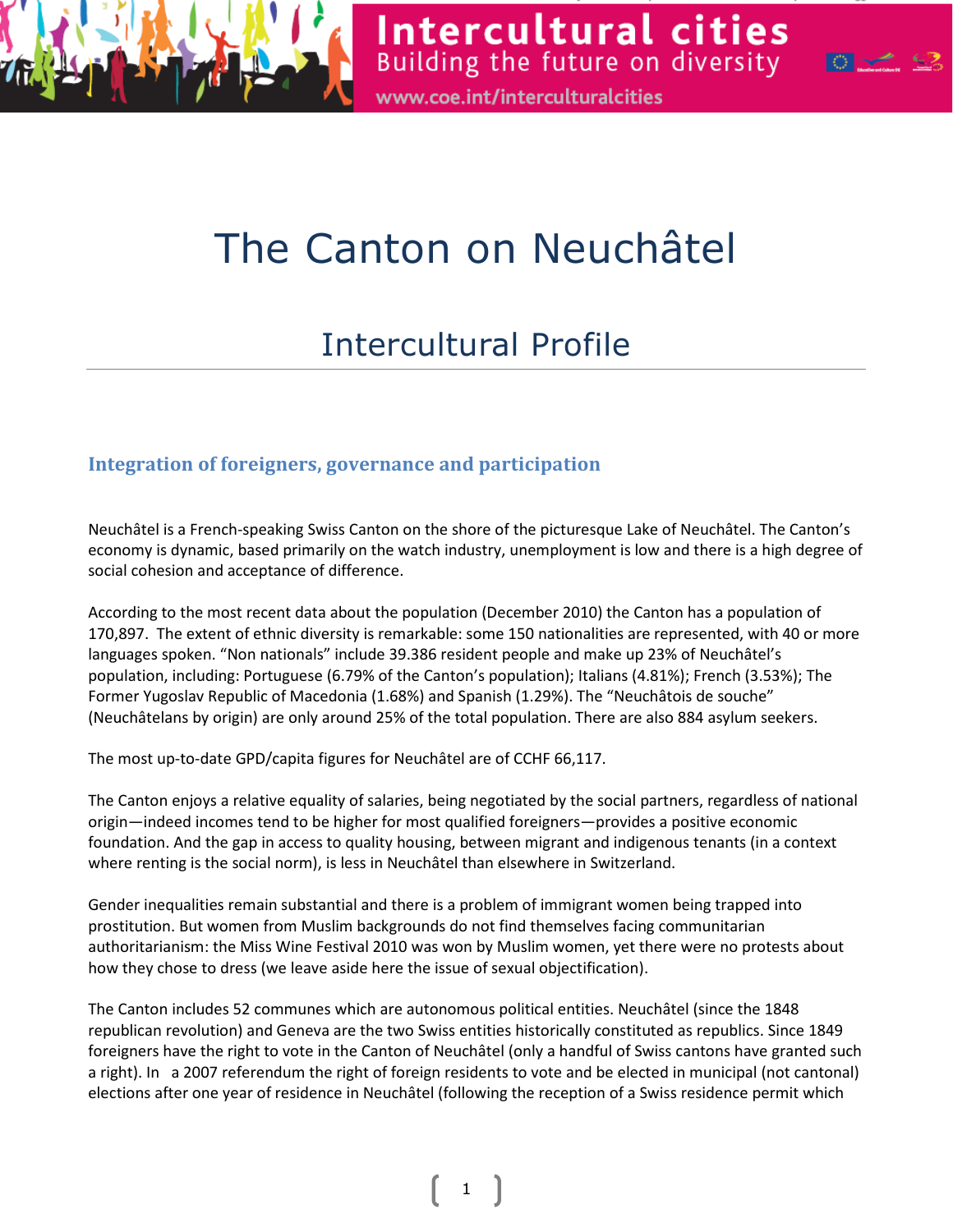# The Canton on Neuchâtel

## Intercultural Profile

### Integration of foreigners, governance and participation

Neuchâtel is a French-speaking Swiss Canton on the shore of the picturesque Lake of Neuchâtel. The Canton's economy is dynamic, based primarily on the watch industry, unemployment is low and there is a high degree of social cohesion and acceptance of difference.

According to the most recent data about the population (December 2010) the Canton has a population of 170,897. The extent of ethnic diversity is remarkable: some 150 nationalities are represented, with 40 or more languages spoken. "Non nationals" include 39.386 resident people and make up 23% of Neuchâtel's population, including: Portuguese (6.79% of the Canton's population); Italians (4.81%); French (3.53%); The Former Yugoslav Republic of Macedonia (1.68%) and Spanish (1.29%). The "Neuchâtois de souche" (Neuchâtelans by origin) are only around 25% of the total population. There are also 884 asylum seekers.

The most up-to-date GPD/capita figures for Neuchâtel are of CCHF 66,117.

The Canton enjoys a relative equality of salaries, being negotiated by the social partners, regardless of national origin—indeed incomes tend to be higher for most qualified foreigners—provides a positive economic foundation. And the gap in access to quality housing, between migrant and indigenous tenants (in a context where renting is the social norm), is less in Neuchâtel than elsewhere in Switzerland.

Gender inequalities remain substantial and there is a problem of immigrant women being trapped into prostitution. But women from Muslim backgrounds do not find themselves facing communitarian authoritarianism: the Miss Wine Festival 2010 was won by Muslim women, yet there were no protests about how they chose to dress (we leave aside here the issue of sexual objectification).

The Canton includes 52 communes which are autonomous political entities. Neuchâtel (since the 1848 republican revolution) and Geneva are the two Swiss entities historically constituted as republics. Since 1849 foreigners have the right to vote in the Canton of Neuchâtel (only a handful of Swiss cantons have granted such a right). In a 2007 referendum the right of foreign residents to vote and be elected in municipal (not cantonal) elections after one year of residence in Neuchâtel (following the reception of a Swiss residence permit which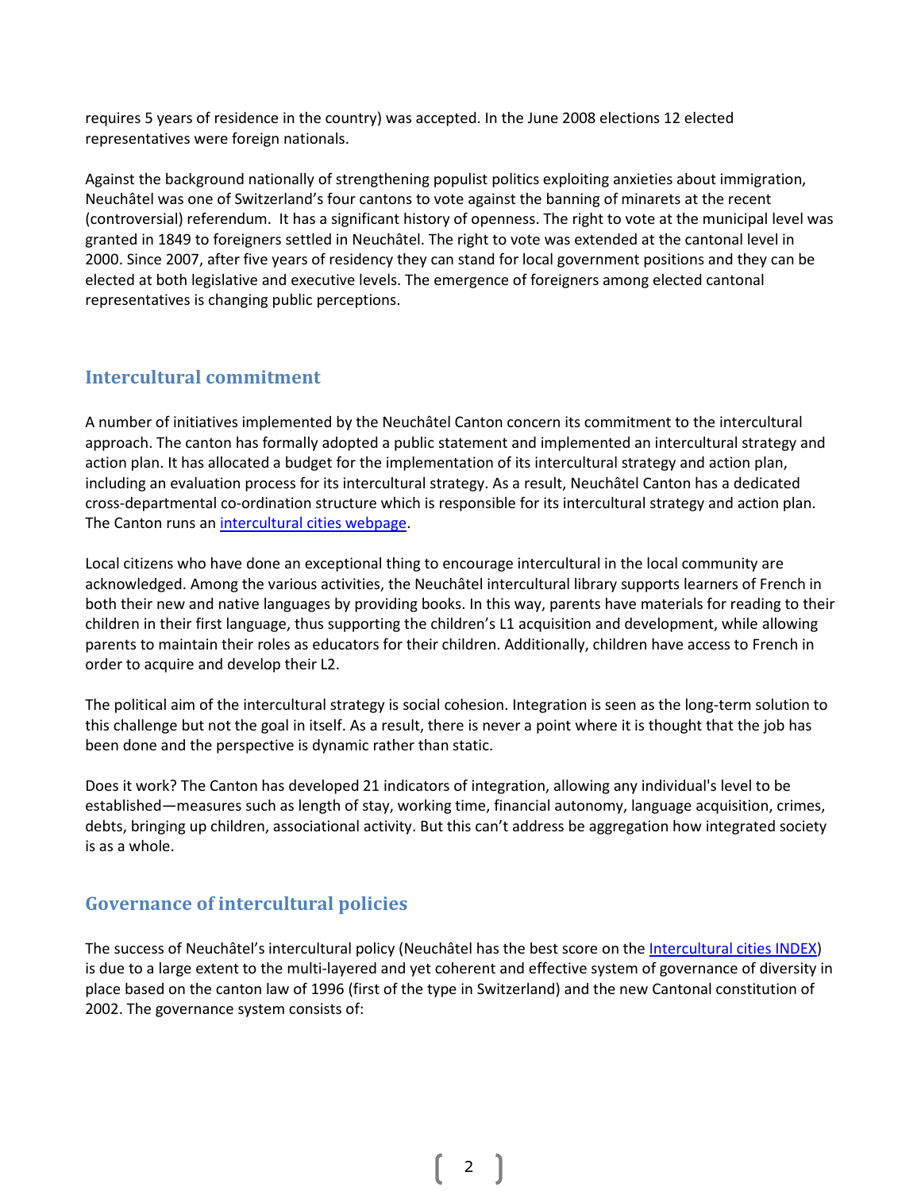requires 5 years of residence in the country) was accepted. In the June 2008 elections 12 elected representatives were foreign nationals.

Against the background nationally of strengthening populist politics exploiting anxieties about immigration, Neuchâtel was one of Switzerland's four cantons to vote against the banning of minarets at the recent (controversial) referendum. It has a significant history of openness. The right to vote at the municipal level was granted in 1849 to foreigners settled in Neuchâtel. The right to vote was extended at the cantonal level in 2000. Since 2007, after five years of residency they can stand for local government positions and they can be elected at both legislative and executive levels. The emergence of foreigners among elected cantonal representatives is changing public perceptions.

## Intercultural commitment

A number of initiatives implemented by the Neuchâtel Canton concern its commitment to the intercultural approach. The canton has formally adopted a public statement and implemented an intercultural strategy and action plan. It has allocated a budget for the implementation of its intercultural strategy and action plan, including an evaluation process for its intercultural strategy. As a result, Neuchâtel Canton has a dedicated cross-departmental co-ordination structure which is responsible for its intercultural strategy and action plan. The Canton runs an [intercultural cities webpage](#).

Local citizens who have done an exceptional thing to encourage intercultural in the local community are acknowledged. Among the various activities, the Neuchâtel intercultural library supports learners of French in both their new and native languages by providing books. In this way, parents have materials for reading to their children in their first language, thus supporting the children's L1 acquisition and development, while allowing parents to maintain their roles as educators for their children. Additionally, children have access to French in order to acquire and develop their L2.

The political aim of the intercultural strategy is social cohesion. Integration is seen as the long-term solution to this challenge but not the goal in itself. As a result, there is never a point where it is thought that the job has been done and the perspective is dynamic rather than static.

Does it work? The Canton has developed 21 indicators of integration, allowing any individual's level to be established—measures such as length of stay, working time, financial autonomy, language acquisition, crimes, debts, bringing up children, associational activity. But this can't address be aggregation how integrated society is as a whole.

## Governance of intercultural policies

The success of Neuchâtel's intercultural policy (Neuchâtel has the best score on the [Intercultural cities INDEX](#)) is due to a large extent to the multi-layered and yet coherent and effective system of governance of diversity in place based on the canton law of 1996 (first of the type in Switzerland) and the new Cantonal constitution of 2002. The governance system consists of: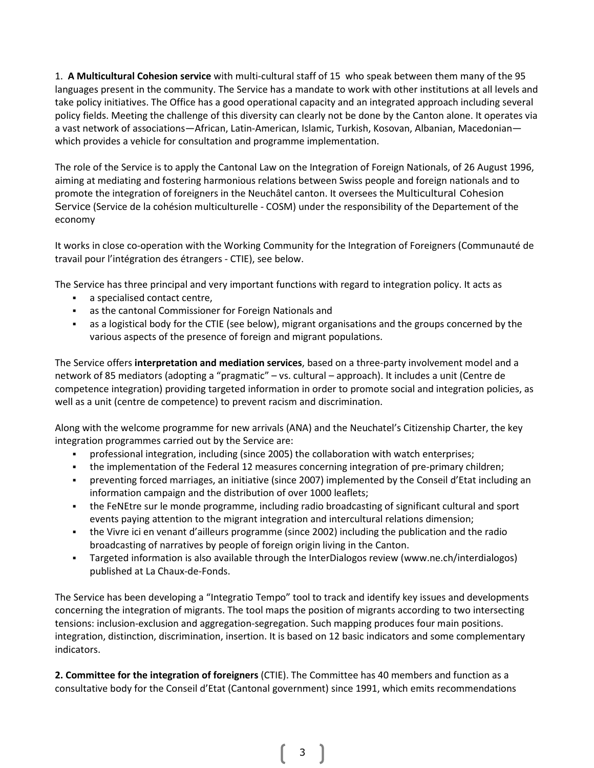1. **A Multicultural Cohesion service** with multi-cultural staff of 15 who speak between them many of the 95 languages present in the community. The Service has a mandate to work with other institutions at all levels and take policy initiatives. The Office has a good operational capacity and an integrated approach including several policy fields. Meeting the challenge of this diversity can clearly not be done by the Canton alone. It operates via a vast network of associations—African, Latin-American, Islamic, Turkish, Kosovan, Albanian, Macedonian—which provides a vehicle for consultation and programme implementation.

The role of the Service is to apply the Cantonal Law on the Integration of Foreign Nationals, of 26 August 1996, aiming at mediating and fostering harmonious relations between Swiss people and foreign nationals and to promote the integration of foreigners in the Neuchâtel canton. It oversees the Multicultural Cohesion Service (Service de la cohésion multiculturelle - COSM) under the responsibility of the Departement of the economy

It works in close co-operation with the Working Community for the Integration of Foreigners (Communauté de travail pour l'intégration des étrangers - CTIE), see below.

The Service has three principal and very important functions with regard to integration policy. It acts as

- a specialised contact centre,
- as the cantonal Commissioner for Foreign Nationals and
- as a logistical body for the CTIE (see below), migrant organisations and the groups concerned by the various aspects of the presence of foreign and migrant populations.

The Service offers **interpretation and mediation services**, based on a three-party involvement model and a network of 85 mediators (adopting a "pragmatic" – vs. cultural – approach). It includes a unit (Centre de competence integration) providing targeted information in order to promote social and integration policies, as well as a unit (centre de competence) to prevent racism and discrimination.

Along with the welcome programme for new arrivals (ANA) and the Neuchatel's Citizenship Charter, the key integration programmes carried out by the Service are:

- professional integration, including (since 2005) the collaboration with watch enterprises;
- the implementation of the Federal 12 measures concerning integration of pre-primary children;
- preventing forced marriages, an initiative (since 2007) implemented by the Conseil d'Etat including an information campaign and the distribution of over 1000 leaflets;
- the FeNEtre sur le monde programme, including radio broadcasting of significant cultural and sport events paying attention to the migrant integration and intercultural relations dimension;
- the Vivre ici en venant d'ailleurs programme (since 2002) including the publication and the radio broadcasting of narratives by people of foreign origin living in the Canton.
- Targeted information is also available through the InterDialogos review (www.ne.ch/interdialogos) published at La Chaux-de-Fonds.

The Service has been developing a "Integratio Tempo" tool to track and identify key issues and developments concerning the integration of migrants. The tool maps the position of migrants according to two intersecting tensions: inclusion-exclusion and aggregation-segregation. Such mapping produces four main positions. integration, distinction, discrimination, insertion. It is based on 12 basic indicators and some complementary indicators.

**2. Committee for the integration of foreigners** (CTIE). The Committee has 40 members and function as a consultative body for the Conseil d'Etat (Cantonal government) since 1991, which emits recommendations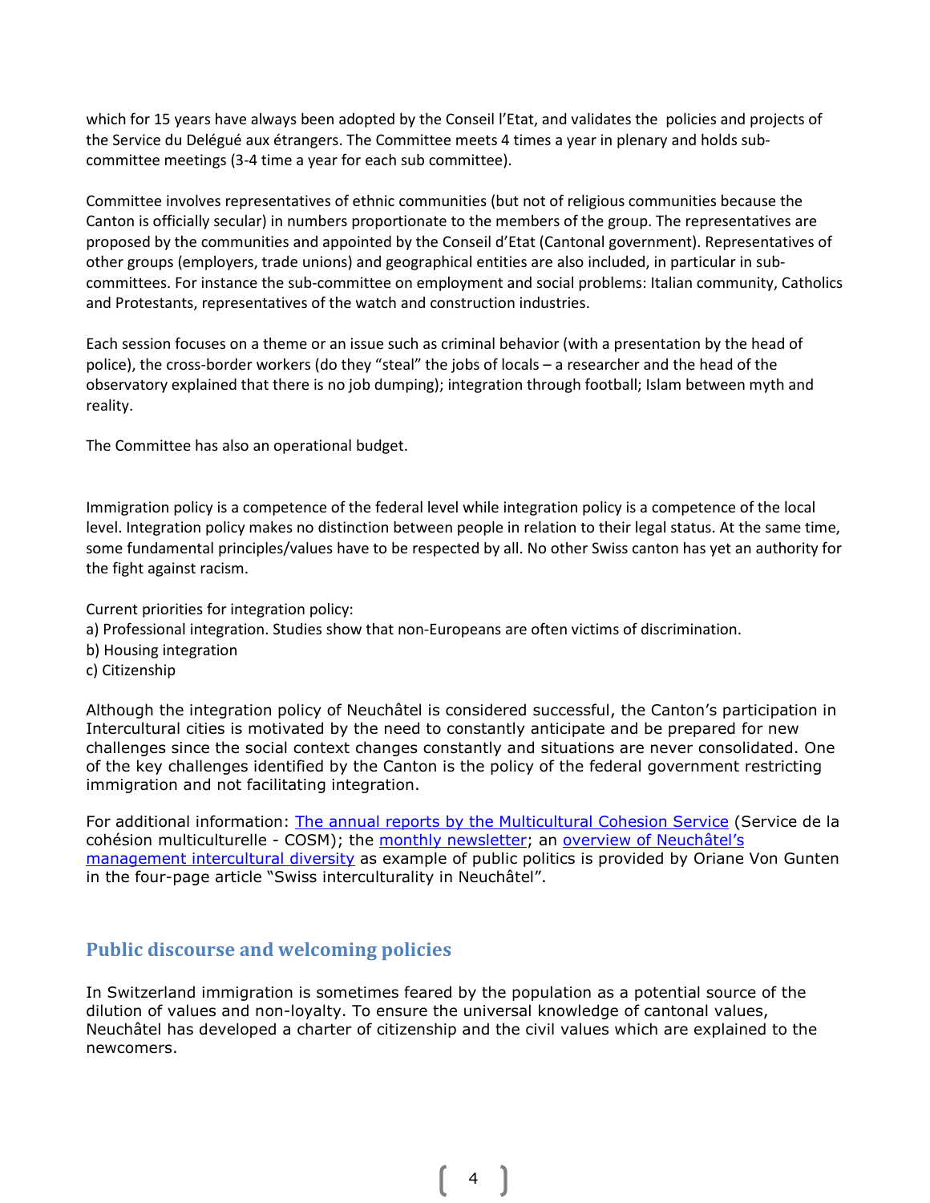which for 15 years have always been adopted by the Conseil l'Etat, and validates the policies and projects of the Service du Delégué aux étrangers. The Committee meets 4 times a year in plenary and holds sub-committee meetings (3-4 time a year for each sub committee).

Committee involves representatives of ethnic communities (but not of religious communities because the Canton is officially secular) in numbers proportionate to the members of the group. The representatives are proposed by the communities and appointed by the Conseil d'Etat (Cantonal government). Representatives of other groups (employers, trade unions) and geographical entities are also included, in particular in sub-committees. For instance the sub-committee on employment and social problems: Italian community, Catholics and Protestants, representatives of the watch and construction industries.

Each session focuses on a theme or an issue such as criminal behavior (with a presentation by the head of police), the cross-border workers (do they "steal" the jobs of locals – a researcher and the head of the observatory explained that there is no job dumping); integration through football; Islam between myth and reality.

The Committee has also an operational budget.

Immigration policy is a competence of the federal level while integration policy is a competence of the local level. Integration policy makes no distinction between people in relation to their legal status. At the same time, some fundamental principles/values have to be respected by all. No other Swiss canton has yet an authority for the fight against racism.

Current priorities for integration policy:
a) Professional integration. Studies show that non-Europeans are often victims of discrimination.
b) Housing integration
c) Citizenship

Although the integration policy of Neuchâtel is considered successful, the Canton's participation in Intercultural cities is motivated by the need to constantly anticipate and be prepared for new challenges since the social context changes constantly and situations are never consolidated. One of the key challenges identified by the Canton is the policy of the federal government restricting immigration and not facilitating integration.

For additional information: [The annual reports by the Multicultural Cohesion Service] (Service de la cohésion multiculturelle - COSM); the [monthly newsletter]; an [overview of Neuchâtel's management intercultural diversity] as example of public politics is provided by Oriane Von Gunten in the four-page article "Swiss interculturality in Neuchâtel".

## Public discourse and welcoming policies

In Switzerland immigration is sometimes feared by the population as a potential source of the dilution of values and non-loyalty. To ensure the universal knowledge of cantonal values, Neuchâtel has developed a charter of citizenship and the civil values which are explained to the newcomers.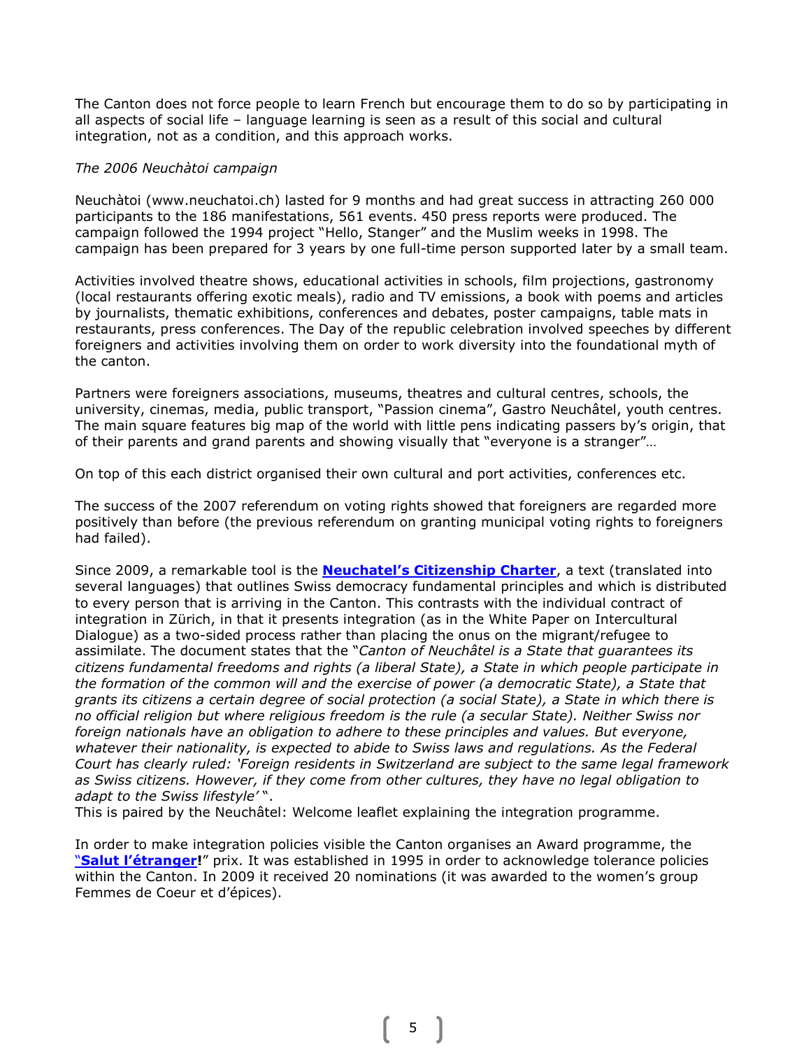The Canton does not force people to learn French but encourage them to do so by participating in all aspects of social life – language learning is seen as a result of this social and cultural integration, not as a condition, and this approach works.

*The 2006 Neuchàtoi campaign*

Neuchàtoi (www.neuchatoi.ch) lasted for 9 months and had great success in attracting 260 000 participants to the 186 manifestations, 561 events. 450 press reports were produced. The campaign followed the 1994 project "Hello, Stanger" and the Muslim weeks in 1998. The campaign has been prepared for 3 years by one full-time person supported later by a small team.

Activities involved theatre shows, educational activities in schools, film projections, gastronomy (local restaurants offering exotic meals), radio and TV emissions, a book with poems and articles by journalists, thematic exhibitions, conferences and debates, poster campaigns, table mats in restaurants, press conferences. The Day of the republic celebration involved speeches by different foreigners and activities involving them on order to work diversity into the foundational myth of the canton.

Partners were foreigners associations, museums, theatres and cultural centres, schools, the university, cinemas, media, public transport, "Passion cinema", Gastro Neuchâtel, youth centres. The main square features big map of the world with little pens indicating passers by's origin, that of their parents and grand parents and showing visually that "everyone is a stranger"…

On top of this each district organised their own cultural and port activities, conferences etc.

The success of the 2007 referendum on voting rights showed that foreigners are regarded more positively than before (the previous referendum on granting municipal voting rights to foreigners had failed).

Since 2009, a remarkable tool is the **Neuchatel's Citizenship Charter**, a text (translated into several languages) that outlines Swiss democracy fundamental principles and which is distributed to every person that is arriving in the Canton. This contrasts with the individual contract of integration in Zürich, in that it presents integration (as in the White Paper on Intercultural Dialogue) as a two-sided process rather than placing the onus on the migrant/refugee to assimilate. The document states that the "*Canton of Neuchâtel is a State that guarantees its citizens fundamental freedoms and rights (a liberal State), a State in which people participate in the formation of the common will and the exercise of power (a democratic State), a State that grants its citizens a certain degree of social protection (a social State), a State in which there is no official religion but where religious freedom is the rule (a secular State). Neither Swiss nor foreign nationals have an obligation to adhere to these principles and values. But everyone, whatever their nationality, is expected to abide to Swiss laws and regulations. As the Federal Court has clearly ruled: 'Foreign residents in Switzerland are subject to the same legal framework as Swiss citizens. However, if they come from other cultures, they have no legal obligation to adapt to the Swiss lifestyle'* ".
This is paired by the Neuchâtel: Welcome leaflet explaining the integration programme.

In order to make integration policies visible the Canton organises an Award programme, the "**Salut l'étranger!**" prix. It was established in 1995 in order to acknowledge tolerance policies within the Canton. In 2009 it received 20 nominations (it was awarded to the women's group Femmes de Coeur et d'épices).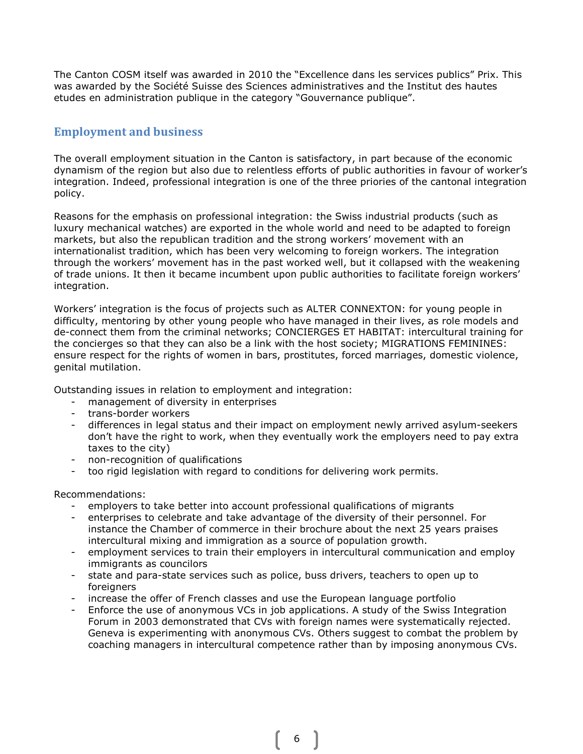The Canton COSM itself was awarded in 2010 the "Excellence dans les services publics" Prix. This was awarded by the Société Suisse des Sciences administratives and the Institut des hautes etudes en administration publique in the category "Gouvernance publique".

## Employment and business

The overall employment situation in the Canton is satisfactory, in part because of the economic dynamism of the region but also due to relentless efforts of public authorities in favour of worker's integration. Indeed, professional integration is one of the three priories of the cantonal integration policy.

Reasons for the emphasis on professional integration: the Swiss industrial products (such as luxury mechanical watches) are exported in the whole world and need to be adapted to foreign markets, but also the republican tradition and the strong workers' movement with an internationalist tradition, which has been very welcoming to foreign workers. The integration through the workers' movement has in the past worked well, but it collapsed with the weakening of trade unions. It then it became incumbent upon public authorities to facilitate foreign workers' integration.

Workers' integration is the focus of projects such as ALTER CONNEXTON: for young people in difficulty, mentoring by other young people who have managed in their lives, as role models and de-connect them from the criminal networks; CONCIERGES ET HABITAT: intercultural training for the concierges so that they can also be a link with the host society; MIGRATIONS FEMININES: ensure respect for the rights of women in bars, prostitutes, forced marriages, domestic violence, genital mutilation.

Outstanding issues in relation to employment and integration:

- management of diversity in enterprises
- trans-border workers
- differences in legal status and their impact on employment newly arrived asylum-seekers don't have the right to work, when they eventually work the employers need to pay extra taxes to the city)
- non-recognition of qualifications
- too rigid legislation with regard to conditions for delivering work permits.

Recommendations:

- employers to take better into account professional qualifications of migrants
- enterprises to celebrate and take advantage of the diversity of their personnel. For instance the Chamber of commerce in their brochure about the next 25 years praises intercultural mixing and immigration as a source of population growth.
- employment services to train their employers in intercultural communication and employ immigrants as councilors
- state and para-state services such as police, buss drivers, teachers to open up to foreigners
- increase the offer of French classes and use the European language portfolio
- Enforce the use of anonymous VCs in job applications. A study of the Swiss Integration Forum in 2003 demonstrated that CVs with foreign names were systematically rejected. Geneva is experimenting with anonymous CVs. Others suggest to combat the problem by coaching managers in intercultural competence rather than by imposing anonymous CVs.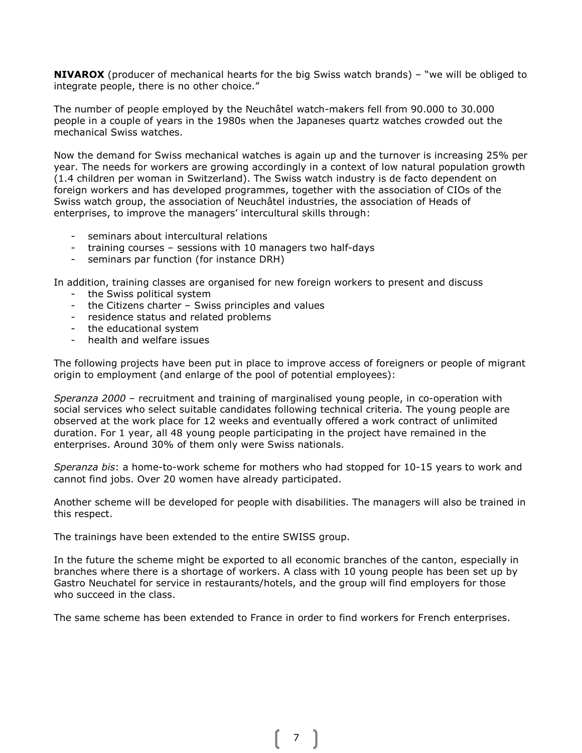**NIVAROX** (producer of mechanical hearts for the big Swiss watch brands) – "we will be obliged to integrate people, there is no other choice."

The number of people employed by the Neuchâtel watch-makers fell from 90.000 to 30.000 people in a couple of years in the 1980s when the Japaneses quartz watches crowded out the mechanical Swiss watches.

Now the demand for Swiss mechanical watches is again up and the turnover is increasing 25% per year. The needs for workers are growing accordingly in a context of low natural population growth (1.4 children per woman in Switzerland). The Swiss watch industry is de facto dependent on foreign workers and has developed programmes, together with the association of CIOs of the Swiss watch group, the association of Neuchâtel industries, the association of Heads of enterprises, to improve the managers' intercultural skills through:

- seminars about intercultural relations
- training courses – sessions with 10 managers two half-days
- seminars par function (for instance DRH)

In addition, training classes are organised for new foreign workers to present and discuss

- the Swiss political system
- the Citizens charter – Swiss principles and values
- residence status and related problems
- the educational system
- health and welfare issues

The following projects have been put in place to improve access of foreigners or people of migrant origin to employment (and enlarge of the pool of potential employees):

*Speranza 2000* – recruitment and training of marginalised young people, in co-operation with social services who select suitable candidates following technical criteria. The young people are observed at the work place for 12 weeks and eventually offered a work contract of unlimited duration. For 1 year, all 48 young people participating in the project have remained in the enterprises. Around 30% of them only were Swiss nationals.

*Speranza bis*: a home-to-work scheme for mothers who had stopped for 10-15 years to work and cannot find jobs. Over 20 women have already participated.

Another scheme will be developed for people with disabilities. The managers will also be trained in this respect.

The trainings have been extended to the entire SWISS group.

In the future the scheme might be exported to all economic branches of the canton, especially in branches where there is a shortage of workers. A class with 10 young people has been set up by Gastro Neuchatel for service in restaurants/hotels, and the group will find employers for those who succeed in the class.

The same scheme has been extended to France in order to find workers for French enterprises.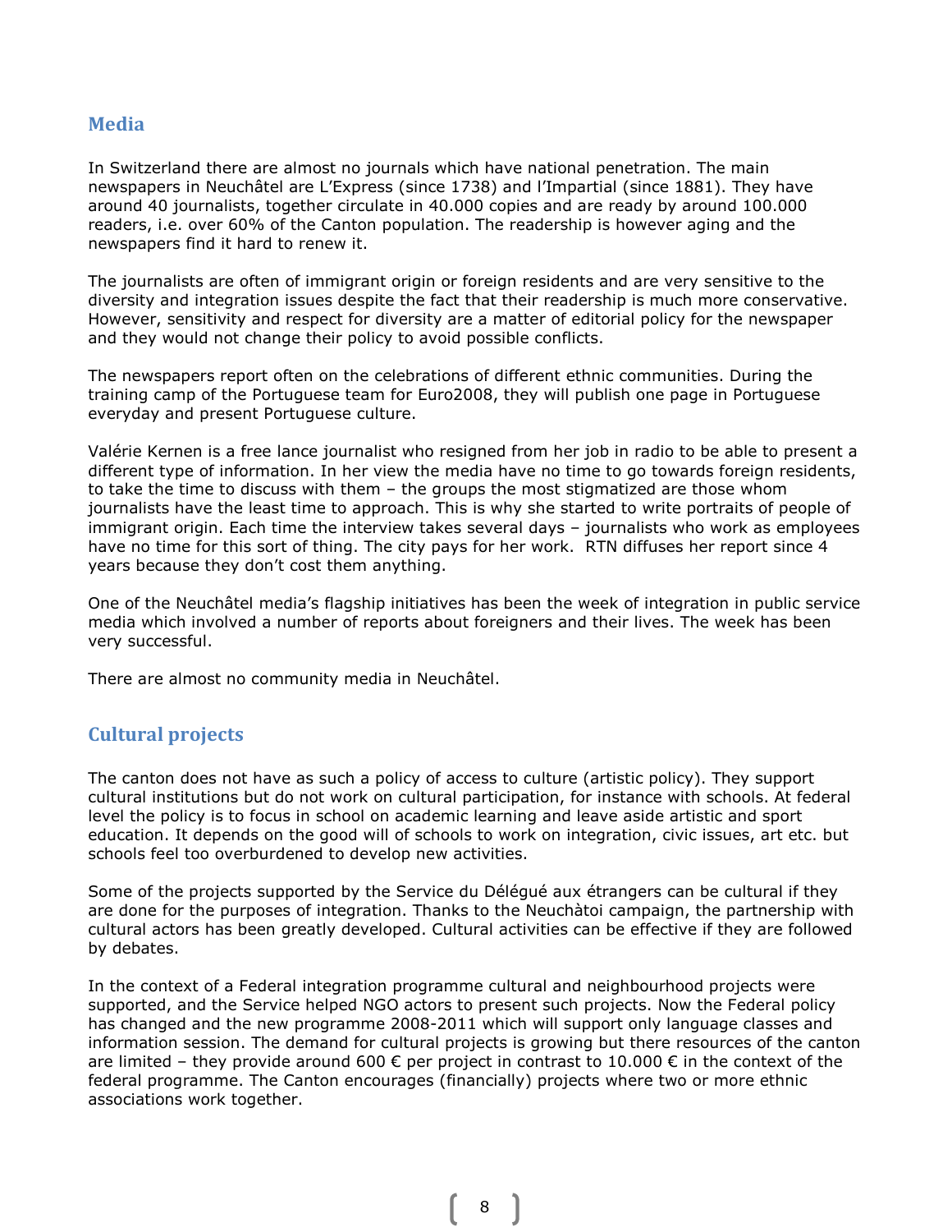## Media

In Switzerland there are almost no journals which have national penetration. The main newspapers in Neuchâtel are L'Express (since 1738) and l'Impartial (since 1881). They have around 40 journalists, together circulate in 40.000 copies and are ready by around 100.000 readers, i.e. over 60% of the Canton population. The readership is however aging and the newspapers find it hard to renew it.

The journalists are often of immigrant origin or foreign residents and are very sensitive to the diversity and integration issues despite the fact that their readership is much more conservative. However, sensitivity and respect for diversity are a matter of editorial policy for the newspaper and they would not change their policy to avoid possible conflicts.

The newspapers report often on the celebrations of different ethnic communities. During the training camp of the Portuguese team for Euro2008, they will publish one page in Portuguese everyday and present Portuguese culture.

Valérie Kernen is a free lance journalist who resigned from her job in radio to be able to present a different type of information. In her view the media have no time to go towards foreign residents, to take the time to discuss with them – the groups the most stigmatized are those whom journalists have the least time to approach. This is why she started to write portraits of people of immigrant origin. Each time the interview takes several days – journalists who work as employees have no time for this sort of thing. The city pays for her work. RTN diffuses her report since 4 years because they don't cost them anything.

One of the Neuchâtel media's flagship initiatives has been the week of integration in public service media which involved a number of reports about foreigners and their lives. The week has been very successful.

There are almost no community media in Neuchâtel.

## Cultural projects

The canton does not have as such a policy of access to culture (artistic policy). They support cultural institutions but do not work on cultural participation, for instance with schools. At federal level the policy is to focus in school on academic learning and leave aside artistic and sport education. It depends on the good will of schools to work on integration, civic issues, art etc. but schools feel too overburdened to develop new activities.

Some of the projects supported by the Service du Délégué aux étrangers can be cultural if they are done for the purposes of integration. Thanks to the Neuchàtoi campaign, the partnership with cultural actors has been greatly developed. Cultural activities can be effective if they are followed by debates.

In the context of a Federal integration programme cultural and neighbourhood projects were supported, and the Service helped NGO actors to present such projects. Now the Federal policy has changed and the new programme 2008-2011 which will support only language classes and information session. The demand for cultural projects is growing but there resources of the canton are limited – they provide around 600 € per project in contrast to 10.000 € in the context of the federal programme. The Canton encourages (financially) projects where two or more ethnic associations work together.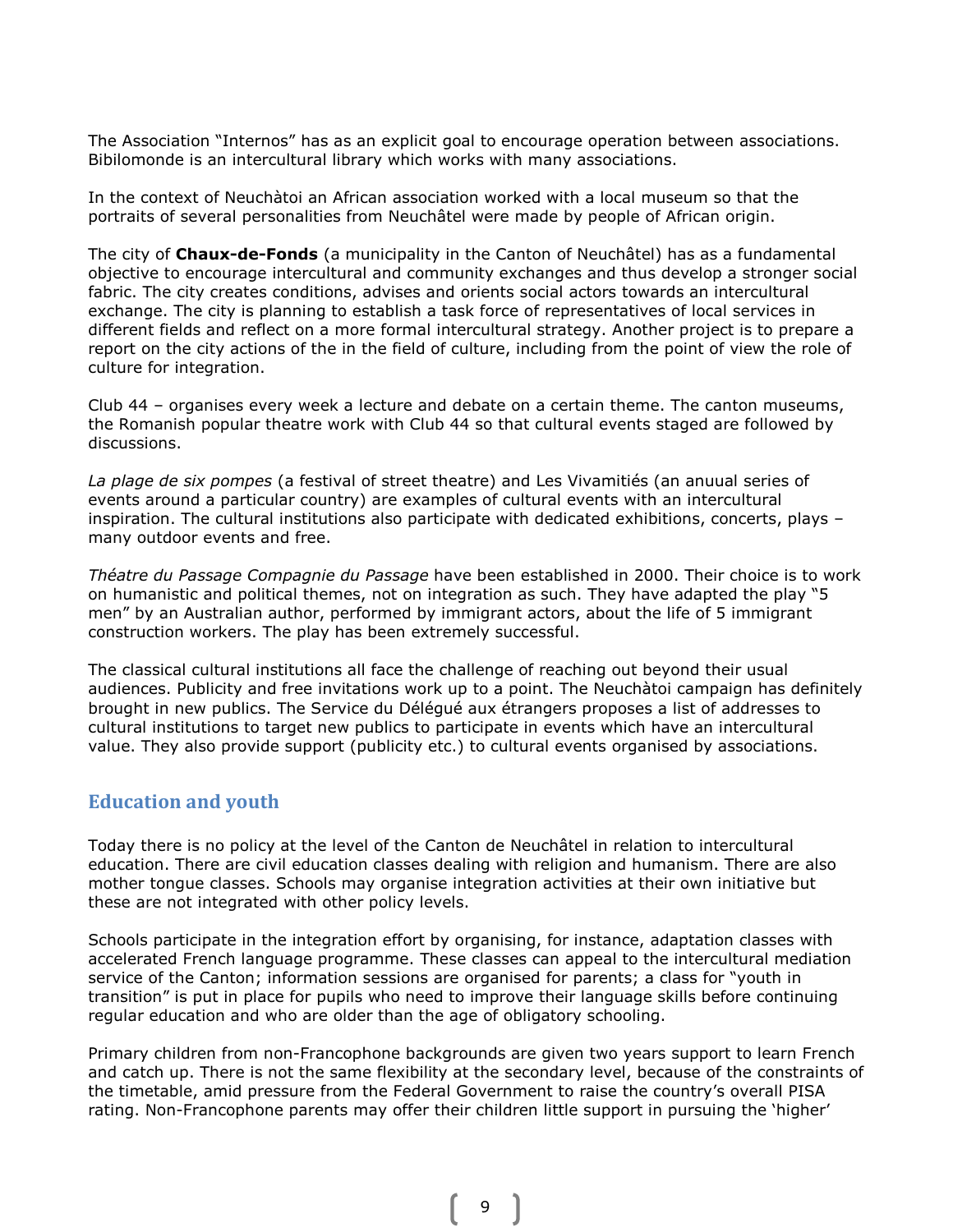The Association "Internos" has as an explicit goal to encourage operation between associations. Bibilomonde is an intercultural library which works with many associations.

In the context of Neuchàtoi an African association worked with a local museum so that the portraits of several personalities from Neuchâtel were made by people of African origin.

The city of **Chaux-de-Fonds** (a municipality in the Canton of Neuchâtel) has as a fundamental objective to encourage intercultural and community exchanges and thus develop a stronger social fabric. The city creates conditions, advises and orients social actors towards an intercultural exchange. The city is planning to establish a task force of representatives of local services in different fields and reflect on a more formal intercultural strategy. Another project is to prepare a report on the city actions of the in the field of culture, including from the point of view the role of culture for integration.

Club 44 – organises every week a lecture and debate on a certain theme. The canton museums, the Romanish popular theatre work with Club 44 so that cultural events staged are followed by discussions.

*La plage de six pompes* (a festival of street theatre) and Les Vivamitiés (an anuual series of events around a particular country) are examples of cultural events with an intercultural inspiration. The cultural institutions also participate with dedicated exhibitions, concerts, plays – many outdoor events and free.

*Théatre du Passage Compagnie du Passage* have been established in 2000. Their choice is to work on humanistic and political themes, not on integration as such. They have adapted the play "5 men" by an Australian author, performed by immigrant actors, about the life of 5 immigrant construction workers. The play has been extremely successful.

The classical cultural institutions all face the challenge of reaching out beyond their usual audiences. Publicity and free invitations work up to a point. The Neuchàtoi campaign has definitely brought in new publics. The Service du Délégué aux étrangers proposes a list of addresses to cultural institutions to target new publics to participate in events which have an intercultural value. They also provide support (publicity etc.) to cultural events organised by associations.

## Education and youth

Today there is no policy at the level of the Canton de Neuchâtel in relation to intercultural education. There are civil education classes dealing with religion and humanism. There are also mother tongue classes. Schools may organise integration activities at their own initiative but these are not integrated with other policy levels.

Schools participate in the integration effort by organising, for instance, adaptation classes with accelerated French language programme. These classes can appeal to the intercultural mediation service of the Canton; information sessions are organised for parents; a class for "youth in transition" is put in place for pupils who need to improve their language skills before continuing regular education and who are older than the age of obligatory schooling.

Primary children from non-Francophone backgrounds are given two years support to learn French and catch up. There is not the same flexibility at the secondary level, because of the constraints of the timetable, amid pressure from the Federal Government to raise the country's overall PISA rating. Non-Francophone parents may offer their children little support in pursuing the 'higher'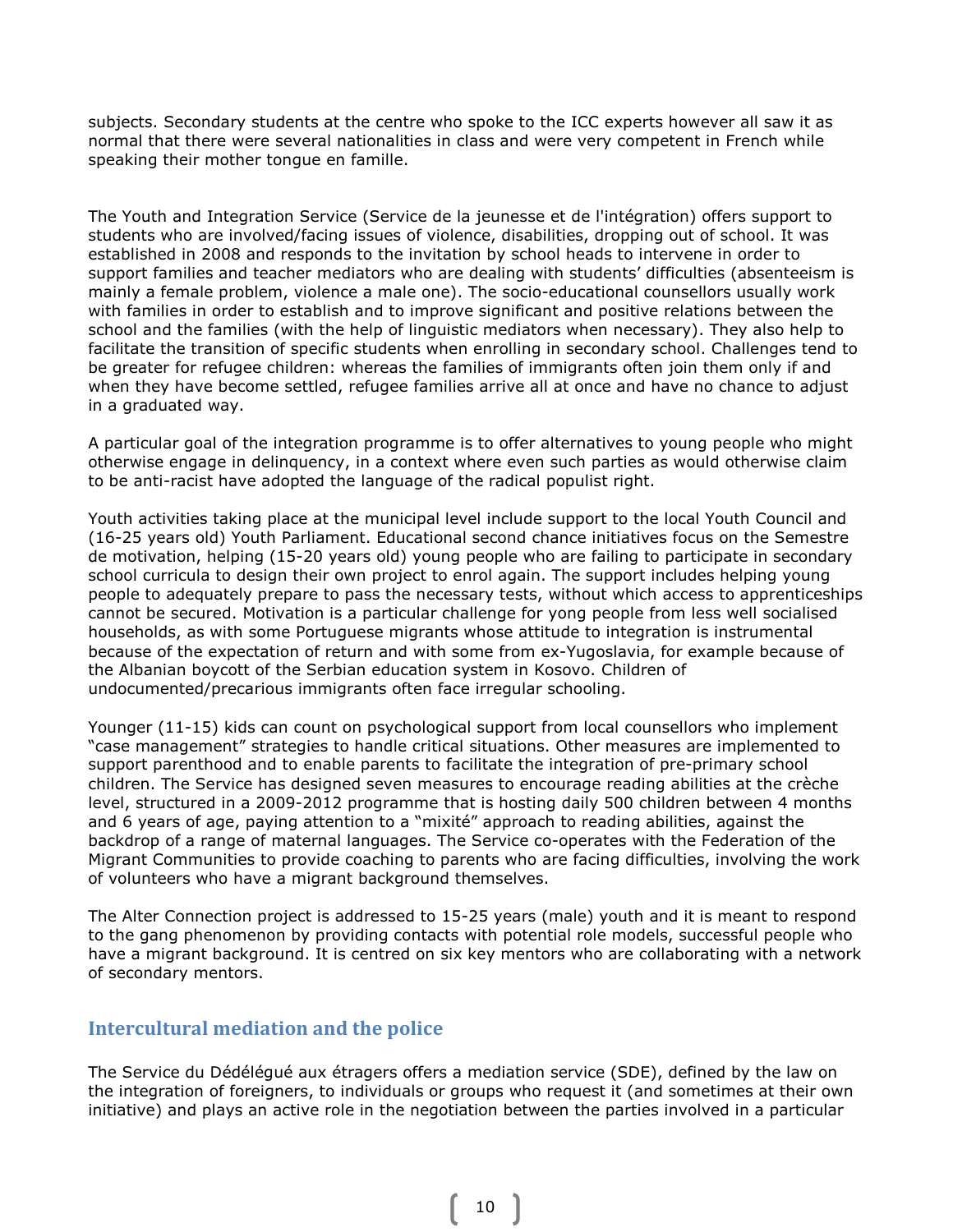subjects. Secondary students at the centre who spoke to the ICC experts however all saw it as normal that there were several nationalities in class and were very competent in French while speaking their mother tongue en famille.

The Youth and Integration Service (Service de la jeunesse et de l'intégration) offers support to students who are involved/facing issues of violence, disabilities, dropping out of school. It was established in 2008 and responds to the invitation by school heads to intervene in order to support families and teacher mediators who are dealing with students' difficulties (absenteeism is mainly a female problem, violence a male one). The socio-educational counsellors usually work with families in order to establish and to improve significant and positive relations between the school and the families (with the help of linguistic mediators when necessary). They also help to facilitate the transition of specific students when enrolling in secondary school. Challenges tend to be greater for refugee children: whereas the families of immigrants often join them only if and when they have become settled, refugee families arrive all at once and have no chance to adjust in a graduated way.

A particular goal of the integration programme is to offer alternatives to young people who might otherwise engage in delinquency, in a context where even such parties as would otherwise claim to be anti-racist have adopted the language of the radical populist right.

Youth activities taking place at the municipal level include support to the local Youth Council and (16-25 years old) Youth Parliament. Educational second chance initiatives focus on the Semestre de motivation, helping (15-20 years old) young people who are failing to participate in secondary school curricula to design their own project to enrol again. The support includes helping young people to adequately prepare to pass the necessary tests, without which access to apprenticeships cannot be secured. Motivation is a particular challenge for yong people from less well socialised households, as with some Portuguese migrants whose attitude to integration is instrumental because of the expectation of return and with some from ex-Yugoslavia, for example because of the Albanian boycott of the Serbian education system in Kosovo. Children of undocumented/precarious immigrants often face irregular schooling.

Younger (11-15) kids can count on psychological support from local counsellors who implement "case management" strategies to handle critical situations. Other measures are implemented to support parenthood and to enable parents to facilitate the integration of pre-primary school children. The Service has designed seven measures to encourage reading abilities at the crèche level, structured in a 2009-2012 programme that is hosting daily 500 children between 4 months and 6 years of age, paying attention to a "mixité" approach to reading abilities, against the backdrop of a range of maternal languages. The Service co-operates with the Federation of the Migrant Communities to provide coaching to parents who are facing difficulties, involving the work of volunteers who have a migrant background themselves.

The Alter Connection project is addressed to 15-25 years (male) youth and it is meant to respond to the gang phenomenon by providing contacts with potential role models, successful people who have a migrant background. It is centred on six key mentors who are collaborating with a network of secondary mentors.

## Intercultural mediation and the police

The Service du Dédélégué aux étragers offers a mediation service (SDE), defined by the law on the integration of foreigners, to individuals or groups who request it (and sometimes at their own initiative) and plays an active role in the negotiation between the parties involved in a particular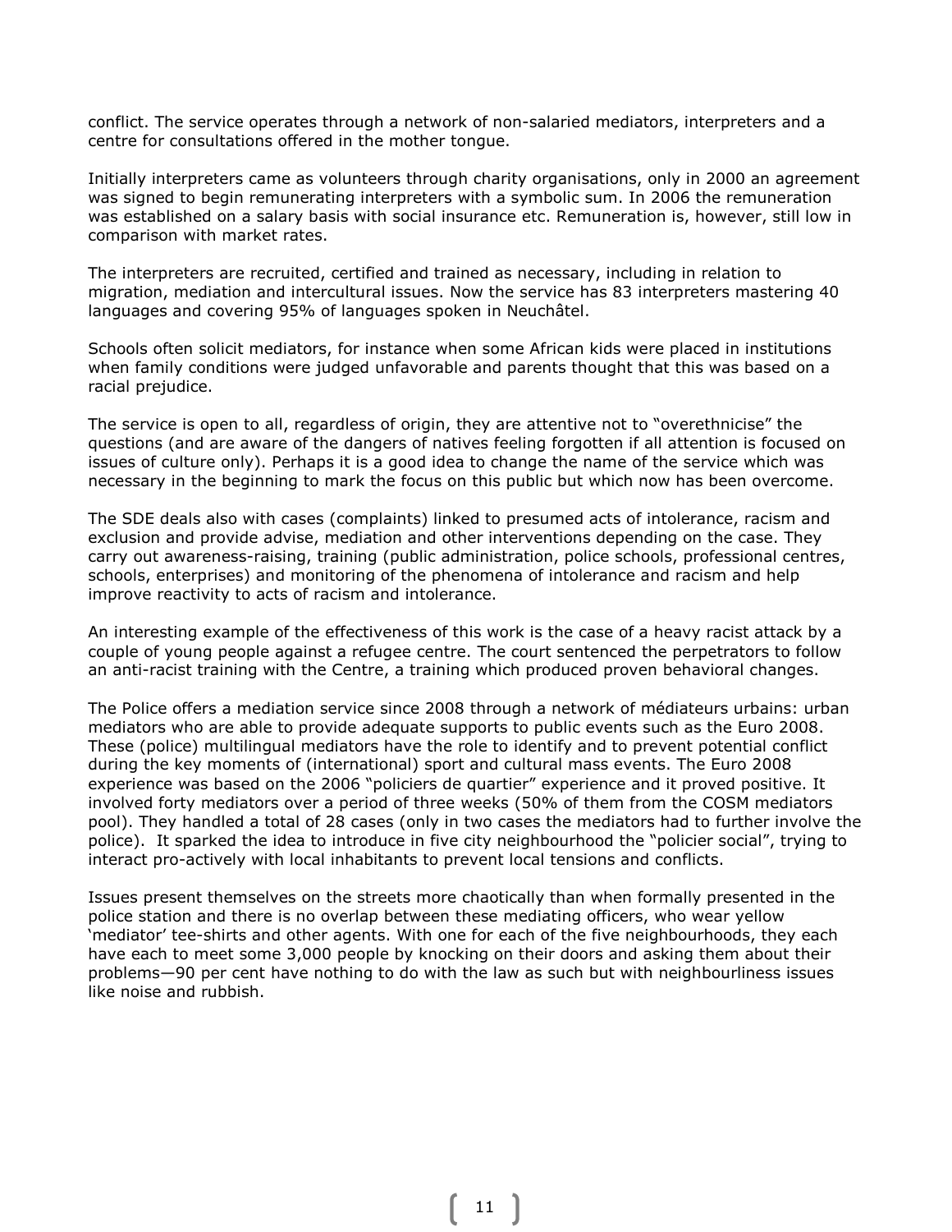conflict. The service operates through a network of non-salaried mediators, interpreters and a centre for consultations offered in the mother tongue.

Initially interpreters came as volunteers through charity organisations, only in 2000 an agreement was signed to begin remunerating interpreters with a symbolic sum. In 2006 the remuneration was established on a salary basis with social insurance etc. Remuneration is, however, still low in comparison with market rates.

The interpreters are recruited, certified and trained as necessary, including in relation to migration, mediation and intercultural issues. Now the service has 83 interpreters mastering 40 languages and covering 95% of languages spoken in Neuchâtel.

Schools often solicit mediators, for instance when some African kids were placed in institutions when family conditions were judged unfavorable and parents thought that this was based on a racial prejudice.

The service is open to all, regardless of origin, they are attentive not to "overethnicise" the questions (and are aware of the dangers of natives feeling forgotten if all attention is focused on issues of culture only). Perhaps it is a good idea to change the name of the service which was necessary in the beginning to mark the focus on this public but which now has been overcome.

The SDE deals also with cases (complaints) linked to presumed acts of intolerance, racism and exclusion and provide advise, mediation and other interventions depending on the case. They carry out awareness-raising, training (public administration, police schools, professional centres, schools, enterprises) and monitoring of the phenomena of intolerance and racism and help improve reactivity to acts of racism and intolerance.

An interesting example of the effectiveness of this work is the case of a heavy racist attack by a couple of young people against a refugee centre. The court sentenced the perpetrators to follow an anti-racist training with the Centre, a training which produced proven behavioral changes.

The Police offers a mediation service since 2008 through a network of médiateurs urbains: urban mediators who are able to provide adequate supports to public events such as the Euro 2008. These (police) multilingual mediators have the role to identify and to prevent potential conflict during the key moments of (international) sport and cultural mass events. The Euro 2008 experience was based on the 2006 "policiers de quartier" experience and it proved positive. It involved forty mediators over a period of three weeks (50% of them from the COSM mediators pool). They handled a total of 28 cases (only in two cases the mediators had to further involve the police). It sparked the idea to introduce in five city neighbourhood the "policier social", trying to interact pro-actively with local inhabitants to prevent local tensions and conflicts.

Issues present themselves on the streets more chaotically than when formally presented in the police station and there is no overlap between these mediating officers, who wear yellow 'mediator' tee-shirts and other agents. With one for each of the five neighbourhoods, they each have each to meet some 3,000 people by knocking on their doors and asking them about their problems—90 per cent have nothing to do with the law as such but with neighbourliness issues like noise and rubbish.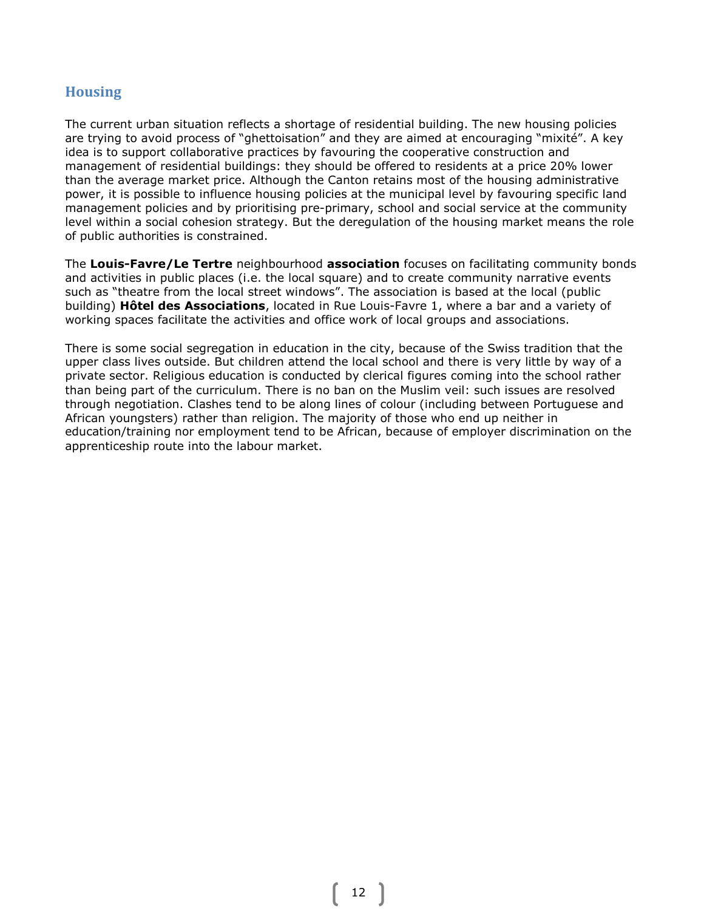## Housing

The current urban situation reflects a shortage of residential building. The new housing policies are trying to avoid process of "ghettoisation" and they are aimed at encouraging "mixité". A key idea is to support collaborative practices by favouring the cooperative construction and management of residential buildings: they should be offered to residents at a price 20% lower than the average market price. Although the Canton retains most of the housing administrative power, it is possible to influence housing policies at the municipal level by favouring specific land management policies and by prioritising pre-primary, school and social service at the community level within a social cohesion strategy. But the deregulation of the housing market means the role of public authorities is constrained.

The **Louis-Favre/Le Tertre** neighbourhood **association** focuses on facilitating community bonds and activities in public places (i.e. the local square) and to create community narrative events such as "theatre from the local street windows". The association is based at the local (public building) **Hôtel des Associations**, located in Rue Louis-Favre 1, where a bar and a variety of working spaces facilitate the activities and office work of local groups and associations.

There is some social segregation in education in the city, because of the Swiss tradition that the upper class lives outside. But children attend the local school and there is very little by way of a private sector. Religious education is conducted by clerical figures coming into the school rather than being part of the curriculum. There is no ban on the Muslim veil: such issues are resolved through negotiation. Clashes tend to be along lines of colour (including between Portuguese and African youngsters) rather than religion. The majority of those who end up neither in education/training nor employment tend to be African, because of employer discrimination on the apprenticeship route into the labour market.